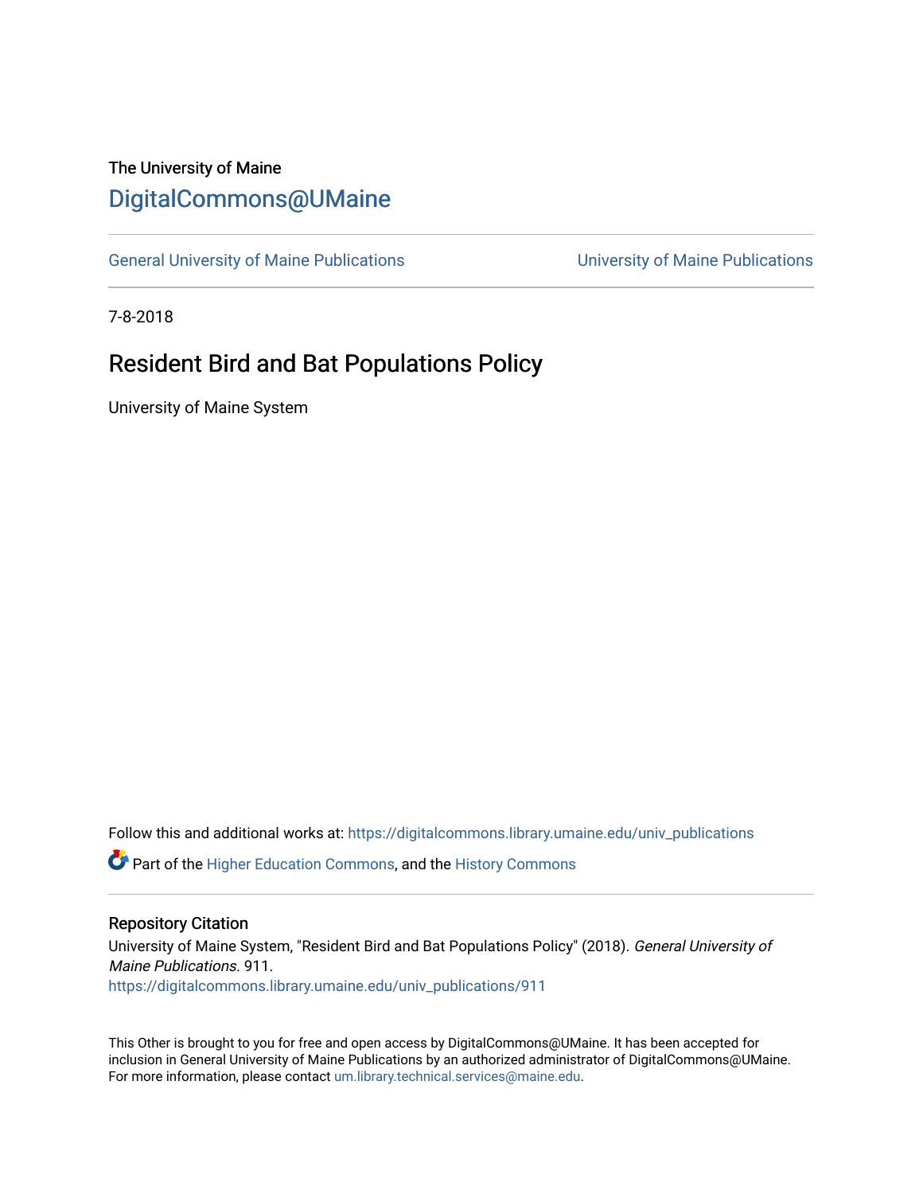The University of Maine

# DigitalCommons@UMaine

General University of Maine Publications | University of Maine Publications

7-8-2018

## Resident Bird and Bat Populations Policy

University of Maine System

Follow this and additional works at: https://digitalcommons.library.umaine.edu/univ_publications

Part of the Higher Education Commons, and the History Commons

### Repository Citation

University of Maine System, "Resident Bird and Bat Populations Policy" (2018). *General University of Maine Publications*. 911.
https://digitalcommons.library.umaine.edu/univ_publications/911

This Other is brought to you for free and open access by DigitalCommons@UMaine. It has been accepted for inclusion in General University of Maine Publications by an authorized administrator of DigitalCommons@UMaine. For more information, please contact um.library.technical.services@maine.edu.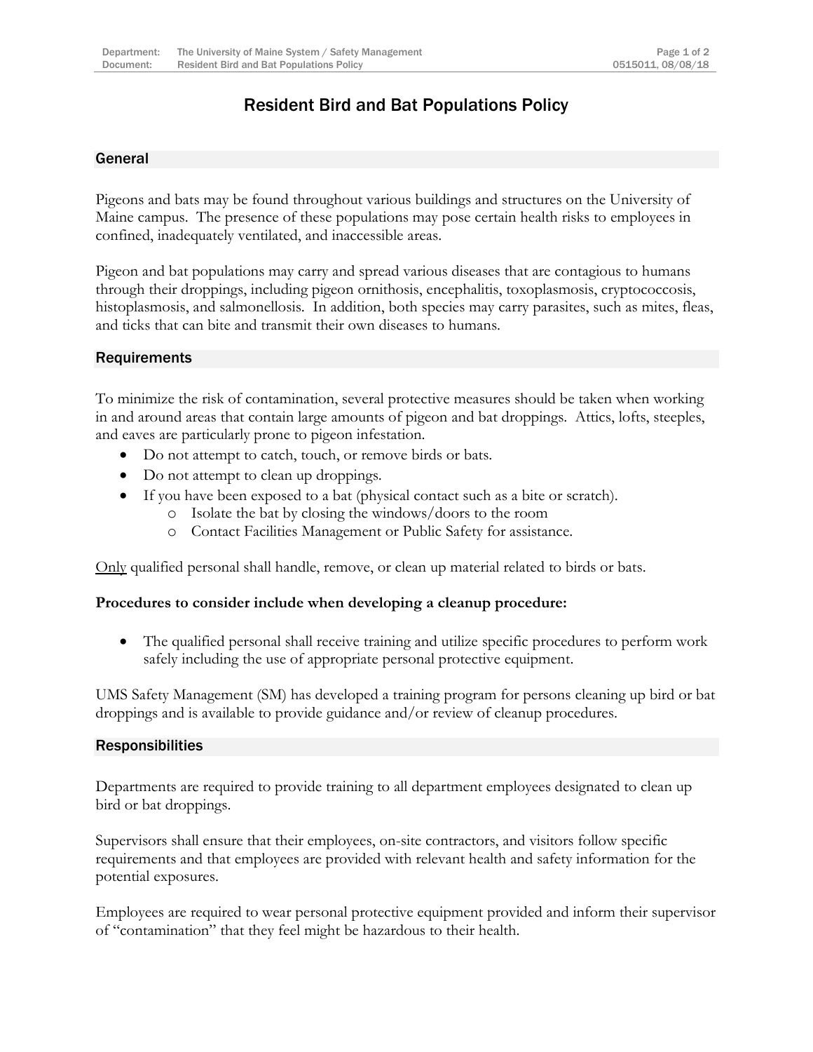# Resident Bird and Bat Populations Policy

## General

Pigeons and bats may be found throughout various buildings and structures on the University of Maine campus. The presence of these populations may pose certain health risks to employees in confined, inadequately ventilated, and inaccessible areas.

Pigeon and bat populations may carry and spread various diseases that are contagious to humans through their droppings, including pigeon ornithosis, encephalitis, toxoplasmosis, cryptococcosis, histoplasmosis, and salmonellosis. In addition, both species may carry parasites, such as mites, fleas, and ticks that can bite and transmit their own diseases to humans.

## Requirements

To minimize the risk of contamination, several protective measures should be taken when working in and around areas that contain large amounts of pigeon and bat droppings. Attics, lofts, steeples, and eaves are particularly prone to pigeon infestation.

- Do not attempt to catch, touch, or remove birds or bats.
- Do not attempt to clean up droppings.
- If you have been exposed to a bat (physical contact such as a bite or scratch).
  - Isolate the bat by closing the windows/doors to the room
  - Contact Facilities Management or Public Safety for assistance.

<u>Only</u> qualified personal shall handle, remove, or clean up material related to birds or bats.

**Procedures to consider include when developing a cleanup procedure:**

- The qualified personal shall receive training and utilize specific procedures to perform work safely including the use of appropriate personal protective equipment.

UMS Safety Management (SM) has developed a training program for persons cleaning up bird or bat droppings and is available to provide guidance and/or review of cleanup procedures.

## Responsibilities

Departments are required to provide training to all department employees designated to clean up bird or bat droppings.

Supervisors shall ensure that their employees, on-site contractors, and visitors follow specific requirements and that employees are provided with relevant health and safety information for the potential exposures.

Employees are required to wear personal protective equipment provided and inform their supervisor of "contamination" that they feel might be hazardous to their health.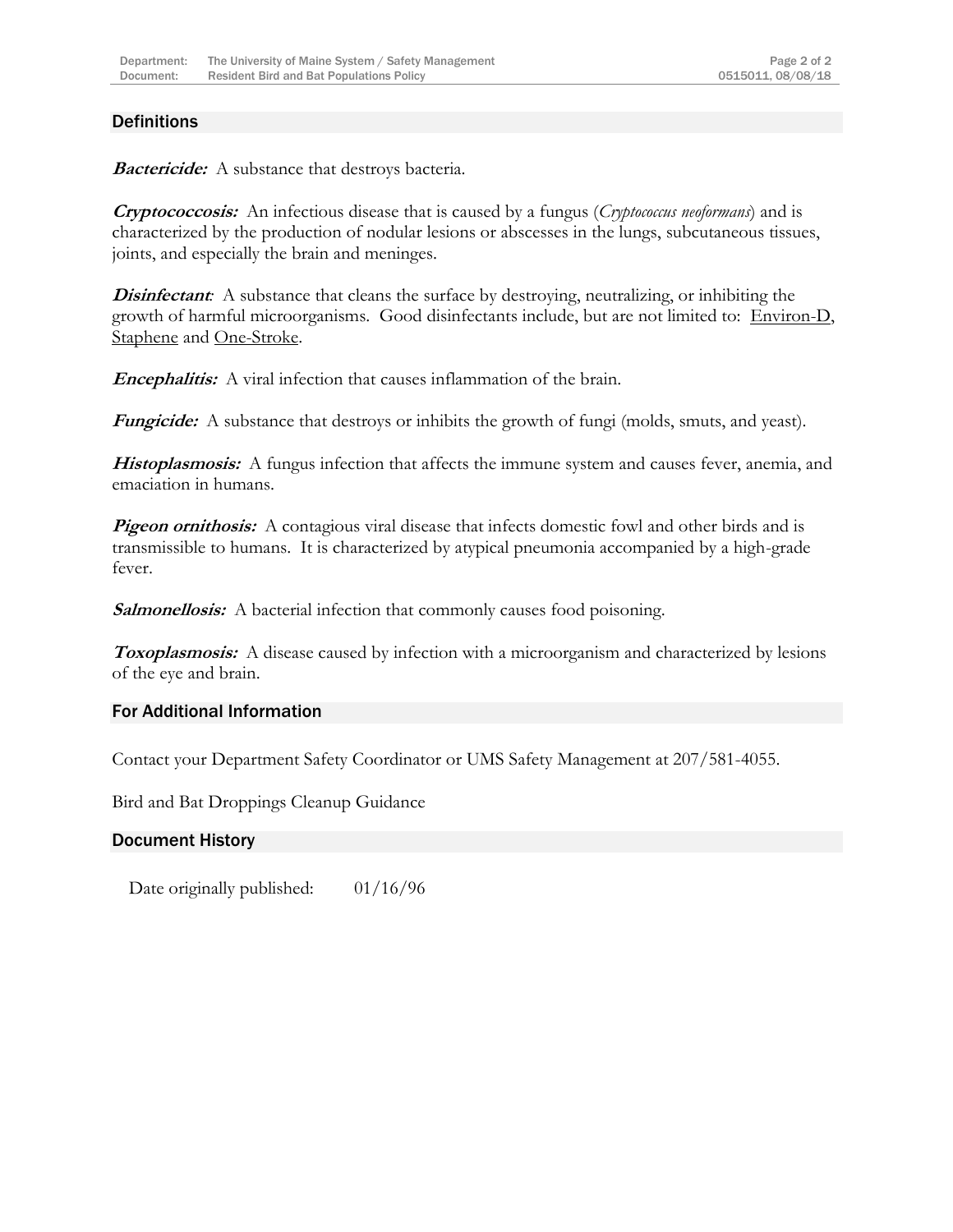## Definitions

***Bactericide:*** A substance that destroys bacteria.

***Cryptococcosis:*** An infectious disease that is caused by a fungus (*Cryptococcus neoformans*) and is characterized by the production of nodular lesions or abscesses in the lungs, subcutaneous tissues, joints, and especially the brain and meninges.

***Disinfectant***: A substance that cleans the surface by destroying, neutralizing, or inhibiting the growth of harmful microorganisms. Good disinfectants include, but are not limited to: Environ-D, Staphene and One-Stroke.

***Encephalitis:*** A viral infection that causes inflammation of the brain.

***Fungicide:*** A substance that destroys or inhibits the growth of fungi (molds, smuts, and yeast).

***Histoplasmosis:*** A fungus infection that affects the immune system and causes fever, anemia, and emaciation in humans.

***Pigeon ornithosis:*** A contagious viral disease that infects domestic fowl and other birds and is transmissible to humans. It is characterized by atypical pneumonia accompanied by a high-grade fever.

***Salmonellosis:*** A bacterial infection that commonly causes food poisoning.

***Toxoplasmosis:*** A disease caused by infection with a microorganism and characterized by lesions of the eye and brain.

## For Additional Information

Contact your Department Safety Coordinator or UMS Safety Management at 207/581-4055.

Bird and Bat Droppings Cleanup Guidance

## Document History

Date originally published: 01/16/96